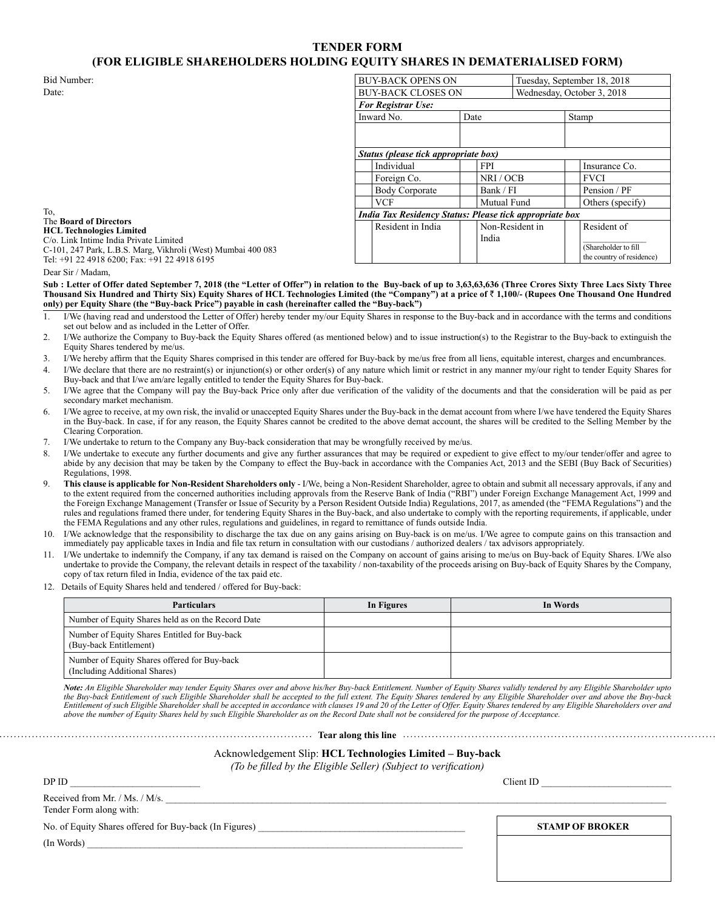# TENDER FORM
## (FOR ELIGIBLE SHAREHOLDERS HOLDING EQUITY SHARES IN DEMATERIALISED FORM)

Bid Number:

Date:

| BUY-BACK OPENS ON | | Tuesday, September 18, 2018 | |
|---|---|---|---|
| BUY-BACK CLOSES ON | | Wednesday, October 3, 2018 | |
| ***For Registrar Use:*** | | | |
| Inward No. | Date | | Stamp |
| | | | |
| ***Status (please tick appropriate box)*** | | | |
| Individual | FPI | | Insurance Co. |
| Foreign Co. | NRI / OCB | | FVCI |
| Body Corporate | Bank / FI | | Pension / PF |
| VCF | Mutual Fund | | Others (specify) |
| ***India Tax Residency Status: Please tick appropriate box*** | | | |
| Resident in India | Non-Resident in India | | Resident of _______________ (Shareholder to fill the country of residence) |

To,
The **Board of Directors**
**HCL Technologies Limited**
C/o. Link Intime India Private Limited
C-101, 247 Park, L.B.S. Marg, Vikhroli (West) Mumbai 400 083
Tel: +91 22 4918 6200; Fax: +91 22 4918 6195

Dear Sir / Madam,

**Sub : Letter of Offer dated September 7, 2018 (the "Letter of Offer") in relation to the Buy-back of up to 3,63,63,636 (Three Crores Sixty Three Lacs Sixty Three Thousand Six Hundred and Thirty Six) Equity Shares of HCL Technologies Limited (the "Company") at a price of ₹ 1,100/- (Rupees One Thousand One Hundred only) per Equity Share (the "Buy-back Price") payable in cash (hereinafter called the "Buy-back")**

1. I/We (having read and understood the Letter of Offer) hereby tender my/our Equity Shares in response to the Buy-back and in accordance with the terms and conditions set out below and as included in the Letter of Offer.
2. I/We authorize the Company to Buy-back the Equity Shares offered (as mentioned below) and to issue instruction(s) to the Registrar to the Buy-back to extinguish the Equity Shares tendered by me/us.
3. I/We hereby affirm that the Equity Shares comprised in this tender are offered for Buy-back by me/us free from all liens, equitable interest, charges and encumbrances.
4. I/We declare that there are no restraint(s) or injunction(s) or other order(s) of any nature which limit or restrict in any manner my/our right to tender Equity Shares for Buy-back and that I/we am/are legally entitled to tender the Equity Shares for Buy-back.
5. I/We agree that the Company will pay the Buy-back Price only after due verification of the validity of the documents and that the consideration will be paid as per secondary market mechanism.
6. I/We agree to receive, at my own risk, the invalid or unaccepted Equity Shares under the Buy-back in the demat account from where I/we have tendered the Equity Shares in the Buy-back. In case, if for any reason, the Equity Shares cannot be credited to the above demat account, the shares will be credited to the Selling Member by the Clearing Corporation.
7. I/We undertake to return to the Company any Buy-back consideration that may be wrongfully received by me/us.
8. I/We undertake to execute any further documents and give any further assurances that may be required or expedient to give effect to my/our tender/offer and agree to abide by any decision that may be taken by the Company to effect the Buy-back in accordance with the Companies Act, 2013 and the SEBI (Buy Back of Securities) Regulations, 1998.
9. **This clause is applicable for Non-Resident Shareholders only** - I/We, being a Non-Resident Shareholder, agree to obtain and submit all necessary approvals, if any and to the extent required from the concerned authorities including approvals from the Reserve Bank of India ("RBI") under Foreign Exchange Management Act, 1999 and the Foreign Exchange Management (Transfer or Issue of Security by a Person Resident Outside India) Regulations, 2017, as amended (the "FEMA Regulations") and the rules and regulations framed there under, for tendering Equity Shares in the Buy-back, and also undertake to comply with the reporting requirements, if applicable, under the FEMA Regulations and any other rules, regulations and guidelines, in regard to remittance of funds outside India.
10. I/We acknowledge that the responsibility to discharge the tax due on any gains arising on Buy-back is on me/us. I/We agree to compute gains on this transaction and immediately pay applicable taxes in India and file tax return in consultation with our custodians / authorized dealers / tax advisors appropriately.
11. I/We undertake to indemnify the Company, if any tax demand is raised on the Company on account of gains arising to me/us on Buy-back of Equity Shares. I/We also undertake to provide the Company, the relevant details in respect of the taxability / non-taxability of the proceeds arising on Buy-back of Equity Shares by the Company, copy of tax return filed in India, evidence of the tax paid etc.
12. Details of Equity Shares held and tendered / offered for Buy-back:

| Particulars | In Figures | In Words |
|---|---|---|
| Number of Equity Shares held as on the Record Date | | |
| Number of Equity Shares Entitled for Buy-back (Buy-back Entitlement) | | |
| Number of Equity Shares offered for Buy-back (Including Additional Shares) | | |

***Note:*** *An Eligible Shareholder may tender Equity Shares over and above his/her Buy-back Entitlement. Number of Equity Shares validly tendered by any Eligible Shareholder upto the Buy-back Entitlement of such Eligible Shareholder shall be accepted to the full extent. The Equity Shares tendered by any Eligible Shareholder over and above the Buy-back Entitlement of such Eligible Shareholder shall be accepted in accordance with clauses 19 and 20 of the Letter of Offer. Equity Shares tendered by any Eligible Shareholder over and above the number of Equity Shares held by such Eligible Shareholder as on the Record Date shall not be considered for the purpose of Acceptance.*

**Tear along this line**

Acknowledgement Slip: **HCL Technologies Limited – Buy-back**

*(To be filled by the Eligible Seller) (Subject to verification)*

DP ID _______________________ Client ID _______________________

Received from Mr. / Ms. / M/s. _______________________________________________

Tender Form along with:

No. of Equity Shares offered for Buy-back (In Figures) _______________________

(In Words) _______________________________________________

| STAMP OF BROKER |
|---|
| |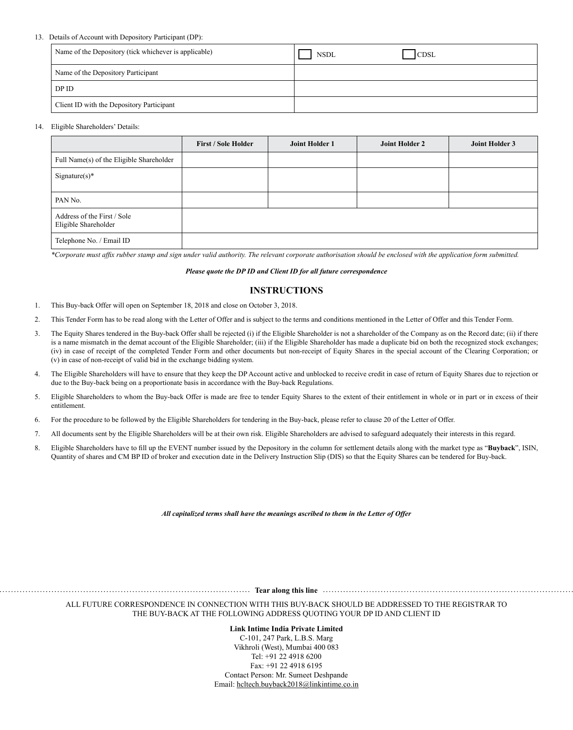13. Details of Account with Depository Participant (DP):

| | |
|---|---|
| Name of the Depository (tick whichever is applicable) | ☐ NSDL ☐ CDSL |
| Name of the Depository Participant | |
| DP ID | |
| Client ID with the Depository Participant | |

14. Eligible Shareholders' Details:

| | First / Sole Holder | Joint Holder 1 | Joint Holder 2 | Joint Holder 3 |
|---|---|---|---|---|
| Full Name(s) of the Eligible Shareholder | | | | |
| Signature(s)* | | | | |
| PAN No. | | | | |
| Address of the First / Sole Eligible Shareholder | | | | |
| Telephone No. / Email ID | | | | |

*\*Corporate must affix rubber stamp and sign under valid authority. The relevant corporate authorisation should be enclosed with the application form submitted.*

***Please quote the DP ID and Client ID for all future correspondence***

## INSTRUCTIONS

1. This Buy-back Offer will open on September 18, 2018 and close on October 3, 2018.
2. This Tender Form has to be read along with the Letter of Offer and is subject to the terms and conditions mentioned in the Letter of Offer and this Tender Form.
3. The Equity Shares tendered in the Buy-back Offer shall be rejected (i) if the Eligible Shareholder is not a shareholder of the Company as on the Record date; (ii) if there is a name mismatch in the demat account of the Eligible Shareholder; (iii) if the Eligible Shareholder has made a duplicate bid on both the recognized stock exchanges; (iv) in case of receipt of the completed Tender Form and other documents but non-receipt of Equity Shares in the special account of the Clearing Corporation; or (v) in case of non-receipt of valid bid in the exchange bidding system.
4. The Eligible Shareholders will have to ensure that they keep the DP Account active and unblocked to receive credit in case of return of Equity Shares due to rejection or due to the Buy-back being on a proportionate basis in accordance with the Buy-back Regulations.
5. Eligible Shareholders to whom the Buy-back Offer is made are free to tender Equity Shares to the extent of their entitlement in whole or in part or in excess of their entitlement.
6. For the procedure to be followed by the Eligible Shareholders for tendering in the Buy-back, please refer to clause 20 of the Letter of Offer.
7. All documents sent by the Eligible Shareholders will be at their own risk. Eligible Shareholders are advised to safeguard adequately their interests in this regard.
8. Eligible Shareholders have to fill up the EVENT number issued by the Depository in the column for settlement details along with the market type as "**Buyback**", ISIN, Quantity of shares and CM BP ID of broker and execution date in the Delivery Instruction Slip (DIS) so that the Equity Shares can be tendered for Buy-back.

***All capitalized terms shall have the meanings ascribed to them in the Letter of Offer***

**Tear along this line**

ALL FUTURE CORRESPONDENCE IN CONNECTION WITH THIS BUY-BACK SHOULD BE ADDRESSED TO THE REGISTRAR TO THE BUY-BACK AT THE FOLLOWING ADDRESS QUOTING YOUR DP ID AND CLIENT ID

**Link Intime India Private Limited**
C-101, 247 Park, L.B.S. Marg
Vikhroli (West), Mumbai 400 083
Tel: +91 22 4918 6200
Fax: +91 22 4918 6195
Contact Person: Mr. Sumeet Deshpande
Email: hcltech.buyback2018@linkintime.co.in